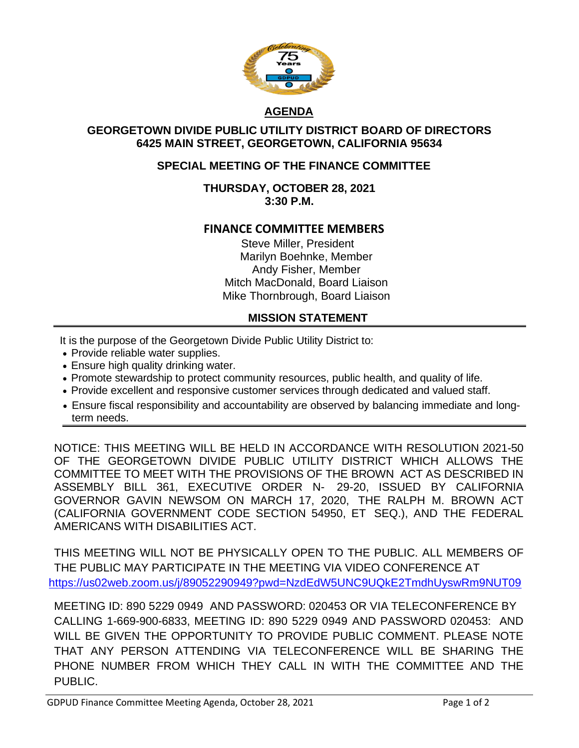# AGENDA

## GEORGETOWN DIVIDE PUBLIC UTILITY DISTRICT BOARD OF DIRECTORS
## 6425 MAIN STREET, GEORGETOWN, CALIFORNIA 95634

### SPECIAL MEETING OF THE FINANCE COMMITTEE

**THURSDAY, OCTOBER 28, 2021**
**3:30 P.M.**

### FINANCE COMMITTEE MEMBERS

Steve Miller, President
Marilyn Boehnke, Member
Andy Fisher, Member
Mitch MacDonald, Board Liaison
Mike Thornbrough, Board Liaison

### MISSION STATEMENT

It is the purpose of the Georgetown Divide Public Utility District to:

- Provide reliable water supplies.
- Ensure high quality drinking water.
- Promote stewardship to protect community resources, public health, and quality of life.
- Provide excellent and responsive customer services through dedicated and valued staff.
- Ensure fiscal responsibility and accountability are observed by balancing immediate and long-term needs.

NOTICE: THIS MEETING WILL BE HELD IN ACCORDANCE WITH RESOLUTION 2021-50 OF THE GEORGETOWN DIVIDE PUBLIC UTILITY DISTRICT WHICH ALLOWS THE COMMITTEE TO MEET WITH THE PROVISIONS OF THE BROWN ACT AS DESCRIBED IN ASSEMBLY BILL 361, EXECUTIVE ORDER N- 29-20, ISSUED BY CALIFORNIA GOVERNOR GAVIN NEWSOM ON MARCH 17, 2020, THE RALPH M. BROWN ACT (CALIFORNIA GOVERNMENT CODE SECTION 54950, ET SEQ.), AND THE FEDERAL AMERICANS WITH DISABILITIES ACT.

THIS MEETING WILL NOT BE PHYSICALLY OPEN TO THE PUBLIC. ALL MEMBERS OF THE PUBLIC MAY PARTICIPATE IN THE MEETING VIA VIDEO CONFERENCE AT
https://us02web.zoom.us/j/89052290949?pwd=NzdEdW5UNC9UQkE2TmdhUyswRm9NUT09

MEETING ID: 890 5229 0949 AND PASSWORD: 020453 OR VIA TELECONFERENCE BY CALLING 1-669-900-6833, MEETING ID: 890 5229 0949 AND PASSWORD 020453: AND WILL BE GIVEN THE OPPORTUNITY TO PROVIDE PUBLIC COMMENT. PLEASE NOTE THAT ANY PERSON ATTENDING VIA TELECONFERENCE WILL BE SHARING THE PHONE NUMBER FROM WHICH THEY CALL IN WITH THE COMMITTEE AND THE PUBLIC.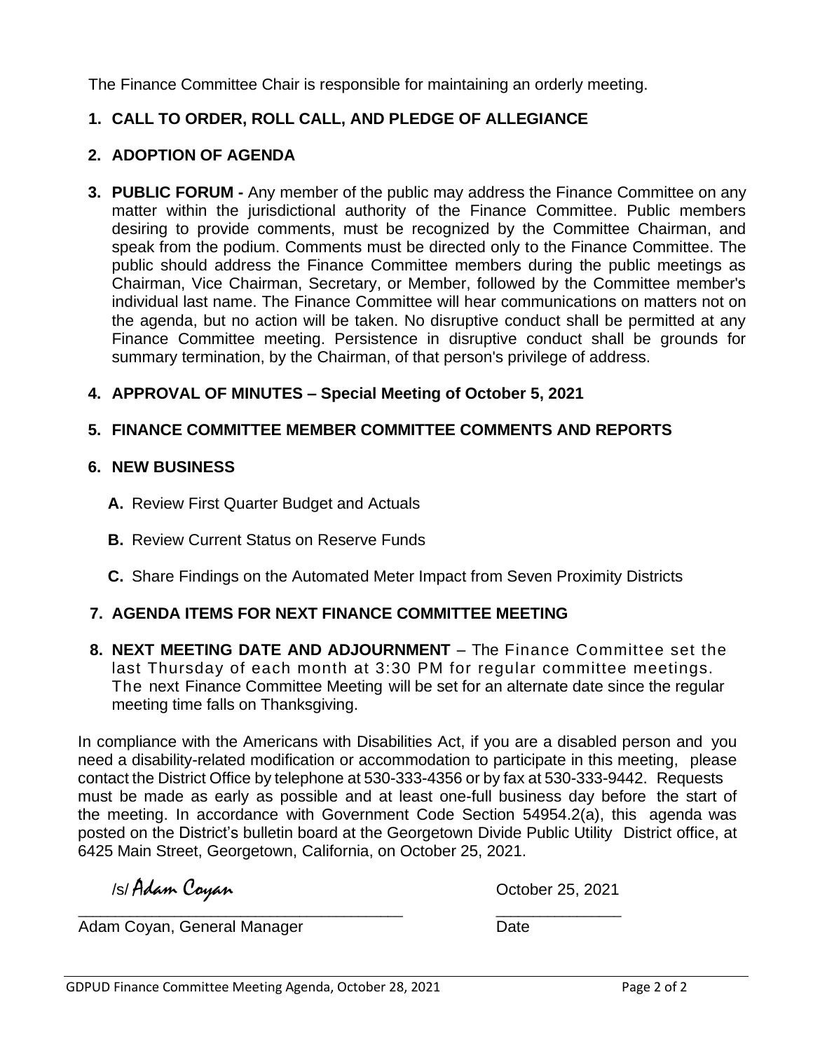The Finance Committee Chair is responsible for maintaining an orderly meeting.

1. **CALL TO ORDER, ROLL CALL, AND PLEDGE OF ALLEGIANCE**

2. **ADOPTION OF AGENDA**

3. **PUBLIC FORUM -** Any member of the public may address the Finance Committee on any matter within the jurisdictional authority of the Finance Committee. Public members desiring to provide comments, must be recognized by the Committee Chairman, and speak from the podium. Comments must be directed only to the Finance Committee. The public should address the Finance Committee members during the public meetings as Chairman, Vice Chairman, Secretary, or Member, followed by the Committee member's individual last name. The Finance Committee will hear communications on matters not on the agenda, but no action will be taken. No disruptive conduct shall be permitted at any Finance Committee meeting. Persistence in disruptive conduct shall be grounds for summary termination, by the Chairman, of that person's privilege of address.

4. **APPROVAL OF MINUTES – Special Meeting of October 5, 2021**

5. **FINANCE COMMITTEE MEMBER COMMITTEE COMMENTS AND REPORTS**

6. **NEW BUSINESS**

   **A.** Review First Quarter Budget and Actuals

   **B.** Review Current Status on Reserve Funds

   **C.** Share Findings on the Automated Meter Impact from Seven Proximity Districts

7. **AGENDA ITEMS FOR NEXT FINANCE COMMITTEE MEETING**

8. **NEXT MEETING DATE AND ADJOURNMENT** – The Finance Committee set the last Thursday of each month at 3:30 PM for regular committee meetings. The next Finance Committee Meeting will be set for an alternate date since the regular meeting time falls on Thanksgiving.

In compliance with the Americans with Disabilities Act, if you are a disabled person and you need a disability-related modification or accommodation to participate in this meeting, please contact the District Office by telephone at 530-333-4356 or by fax at 530-333-9442. Requests must be made as early as possible and at least one-full business day before the start of the meeting. In accordance with Government Code Section 54954.2(a), this agenda was posted on the District's bulletin board at the Georgetown Divide Public Utility District office, at 6425 Main Street, Georgetown, California, on October 25, 2021.

/s/ Adam Coyan
______________________________________
Adam Coyan, General Manager

October 25, 2021
______________
Date